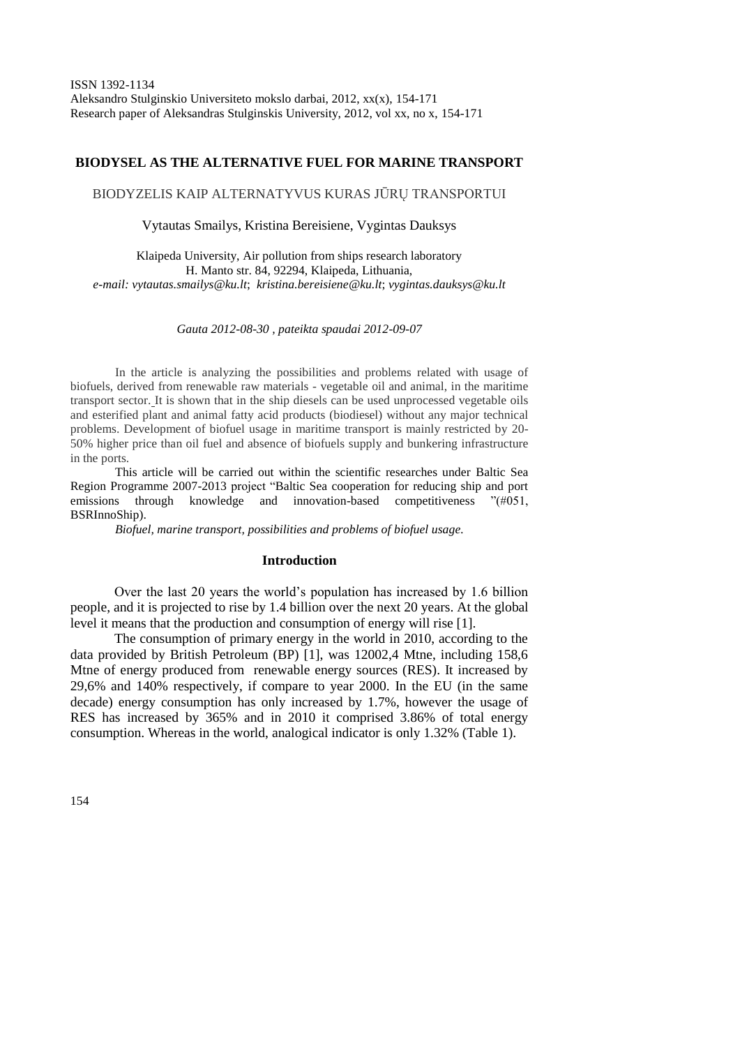# BIODYSEL AS THE ALTERNATIVE FUEL FOR MARINE TRANSPORT

BIODYZELIS KAIP ALTERNATYVUS KURAS JŪRŲ TRANSPORTUI

Vytautas Smailys, Kristina Bereisiene, Vygintas Dauksys

Klaipeda University, Air pollution from ships research laboratory
H. Manto str. 84, 92294, Klaipeda, Lithuania,
*e-mail: vytautas.smailys@ku.lt*; *kristina.bereisiene@ku.lt*; *vygintas.dauksys@ku.lt*

*Gauta 2012-08-30 , pateikta spaudai 2012-09-07*

In the article is analyzing the possibilities and problems related with usage of biofuels, derived from renewable raw materials - vegetable oil and animal, in the maritime transport sector. It is shown that in the ship diesels can be used unprocessed vegetable oils and esterified plant and animal fatty acid products (biodiesel) without any major technical problems. Development of biofuel usage in maritime transport is mainly restricted by 20-50% higher price than oil fuel and absence of biofuels supply and bunkering infrastructure in the ports.

This article will be carried out within the scientific researches under Baltic Sea Region Programme 2007-2013 project "Baltic Sea cooperation for reducing ship and port emissions through knowledge and innovation-based competitiveness "(#051, BSRInnoShip).

*Biofuel, marine transport, possibilities and problems of biofuel usage.*

## Introduction

Over the last 20 years the world's population has increased by 1.6 billion people, and it is projected to rise by 1.4 billion over the next 20 years. At the global level it means that the production and consumption of energy will rise [1].

The consumption of primary energy in the world in 2010, according to the data provided by British Petroleum (BP) [1], was 12002,4 Mtne, including 158,6 Mtne of energy produced from renewable energy sources (RES). It increased by 29,6% and 140% respectively, if compare to year 2000. In the EU (in the same decade) energy consumption has only increased by 1.7%, however the usage of RES has increased by 365% and in 2010 it comprised 3.86% of total energy consumption. Whereas in the world, analogical indicator is only 1.32% (Table 1).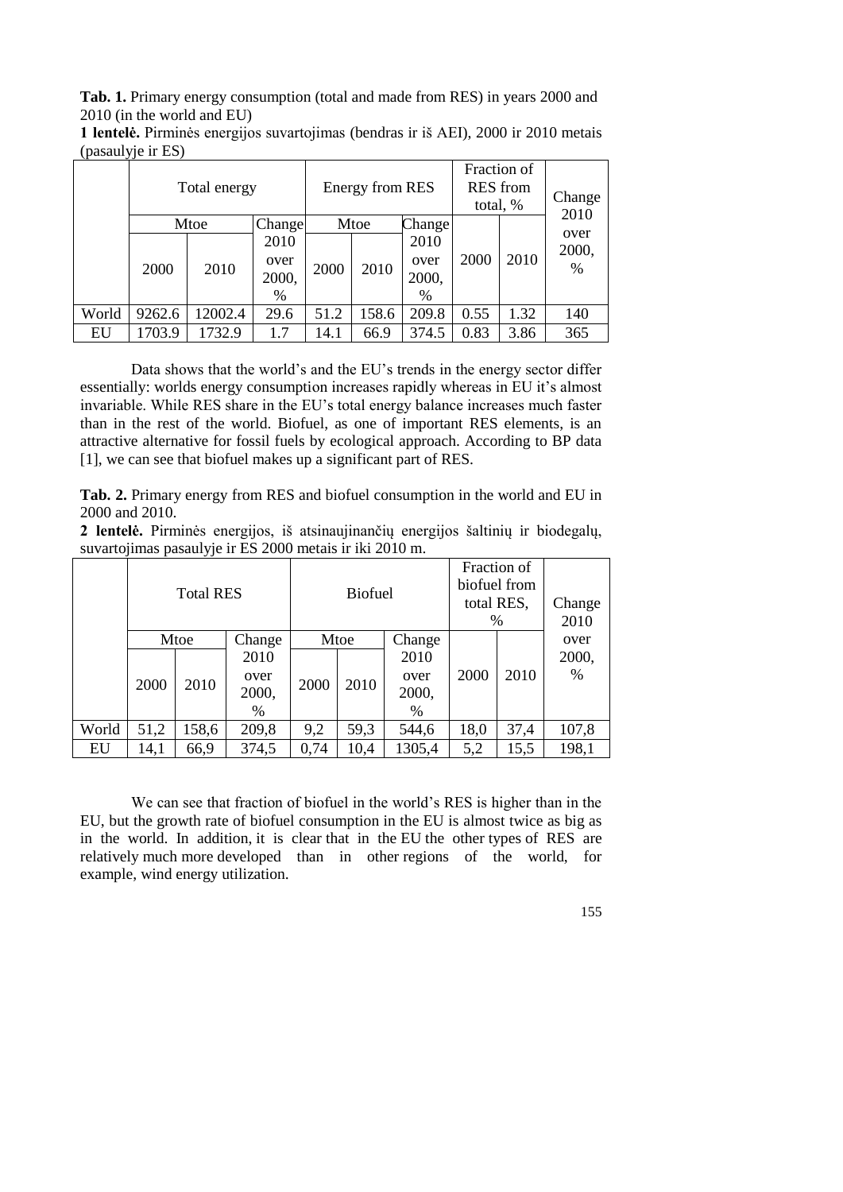**Tab. 1.** Primary energy consumption (total and made from RES) in years 2000 and 2010 (in the world and EU)

**1 lentelė.** Pirminės energijos suvartojimas (bendras ir iš AEI), 2000 ir 2010 metais (pasaulyje ir ES)

| | Total energy | | | Energy from RES | | | Fraction of RES from total, % | | Change 2010 over 2000, % |
|---|---|---|---|---|---|---|---|---|---|
| | Mtoe | | Change 2010 over 2000, % | Mtoe | | Change 2010 over 2000, % | 2000 | 2010 | |
| | 2000 | 2010 | | 2000 | 2010 | | | | |
| World | 9262.6 | 12002.4 | 29.6 | 51.2 | 158.6 | 209.8 | 0.55 | 1.32 | 140 |
| EU | 1703.9 | 1732.9 | 1.7 | 14.1 | 66.9 | 374.5 | 0.83 | 3.86 | 365 |

Data shows that the world's and the EU's trends in the energy sector differ essentially: worlds energy consumption increases rapidly whereas in EU it's almost invariable. While RES share in the EU's total energy balance increases much faster than in the rest of the world. Biofuel, as one of important RES elements, is an attractive alternative for fossil fuels by ecological approach. According to BP data [1], we can see that biofuel makes up a significant part of RES.

**Tab. 2.** Primary energy from RES and biofuel consumption in the world and EU in 2000 and 2010.

**2 lentelė.** Pirminės energijos, iš atsinaujinančių energijos šaltinių ir biodegalų, suvartojimas pasaulyje ir ES 2000 metais ir iki 2010 m.

| | Total RES | | | Biofuel | | | Fraction of biofuel from total RES, % | | Change 2010 over 2000, % |
|---|---|---|---|---|---|---|---|---|---|
| | Mtoe | | Change 2010 over 2000, % | Mtoe | | Change 2010 over 2000, % | 2000 | 2010 | |
| | 2000 | 2010 | | 2000 | 2010 | | | | |
| World | 51,2 | 158,6 | 209,8 | 9,2 | 59,3 | 544,6 | 18,0 | 37,4 | 107,8 |
| EU | 14,1 | 66,9 | 374,5 | 0,74 | 10,4 | 1305,4 | 5,2 | 15,5 | 198,1 |

We can see that fraction of biofuel in the world's RES is higher than in the EU, but the growth rate of biofuel consumption in the EU is almost twice as big as in the world. In addition, it is clear that in the EU the other types of RES are relatively much more developed than in other regions of the world, for example, wind energy utilization.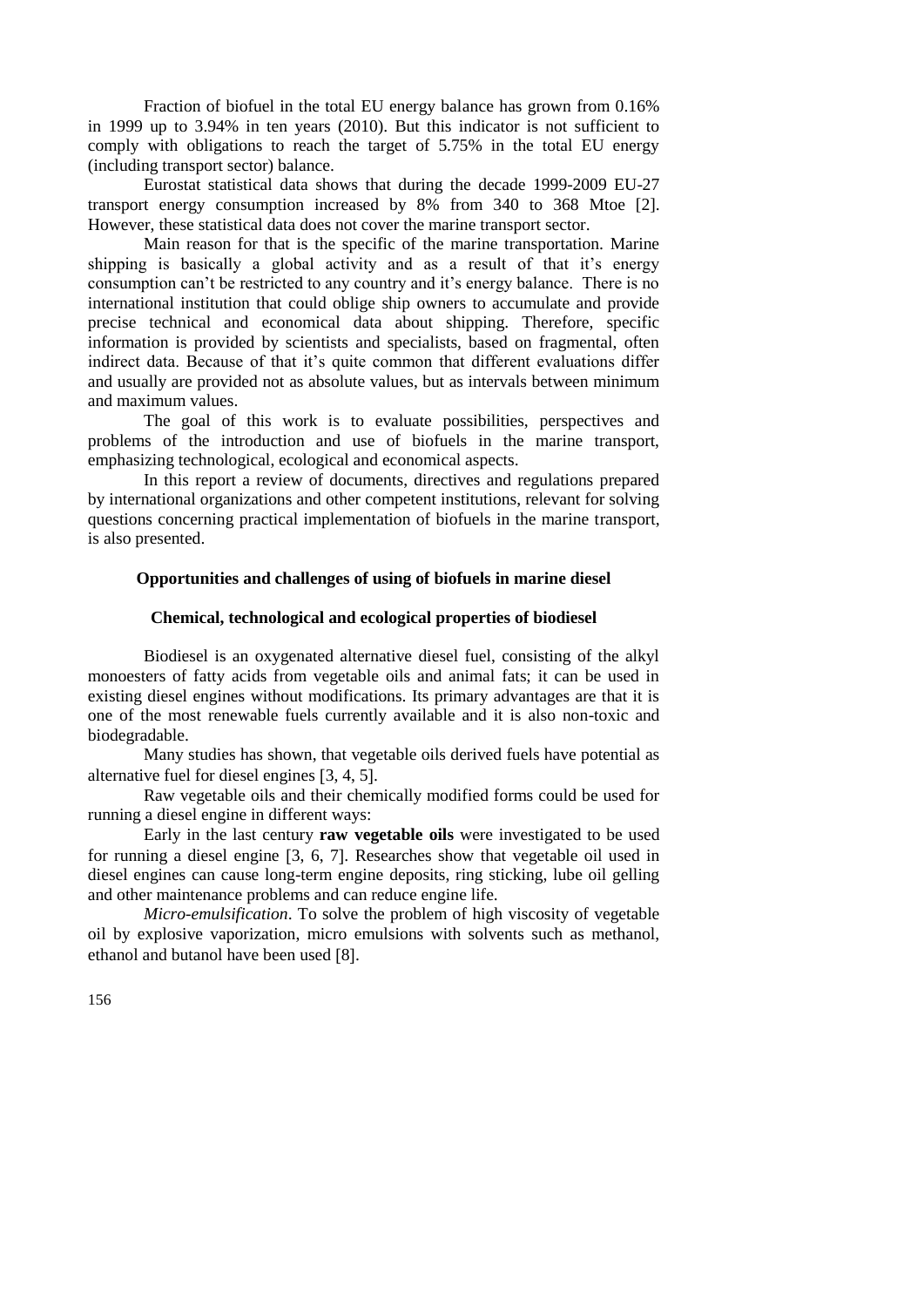Fraction of biofuel in the total EU energy balance has grown from 0.16% in 1999 up to 3.94% in ten years (2010). But this indicator is not sufficient to comply with obligations to reach the target of 5.75% in the total EU energy (including transport sector) balance.

Eurostat statistical data shows that during the decade 1999-2009 EU-27 transport energy consumption increased by 8% from 340 to 368 Mtoe [2]. However, these statistical data does not cover the marine transport sector.

Main reason for that is the specific of the marine transportation. Marine shipping is basically a global activity and as a result of that it's energy consumption can't be restricted to any country and it's energy balance. There is no international institution that could oblige ship owners to accumulate and provide precise technical and economical data about shipping. Therefore, specific information is provided by scientists and specialists, based on fragmental, often indirect data. Because of that it's quite common that different evaluations differ and usually are provided not as absolute values, but as intervals between minimum and maximum values.

The goal of this work is to evaluate possibilities, perspectives and problems of the introduction and use of biofuels in the marine transport, emphasizing technological, ecological and economical aspects.

In this report a review of documents, directives and regulations prepared by international organizations and other competent institutions, relevant for solving questions concerning practical implementation of biofuels in the marine transport, is also presented.

## Opportunities and challenges of using of biofuels in marine diesel

### Chemical, technological and ecological properties of biodiesel

Biodiesel is an oxygenated alternative diesel fuel, consisting of the alkyl monoesters of fatty acids from vegetable oils and animal fats; it can be used in existing diesel engines without modifications. Its primary advantages are that it is one of the most renewable fuels currently available and it is also non-toxic and biodegradable.

Many studies has shown, that vegetable oils derived fuels have potential as alternative fuel for diesel engines [3, 4, 5].

Raw vegetable oils and their chemically modified forms could be used for running a diesel engine in different ways:

Early in the last century **raw vegetable oils** were investigated to be used for running a diesel engine [3, 6, 7]. Researches show that vegetable oil used in diesel engines can cause long-term engine deposits, ring sticking, lube oil gelling and other maintenance problems and can reduce engine life.

*Micro-emulsification*. To solve the problem of high viscosity of vegetable oil by explosive vaporization, micro emulsions with solvents such as methanol, ethanol and butanol have been used [8].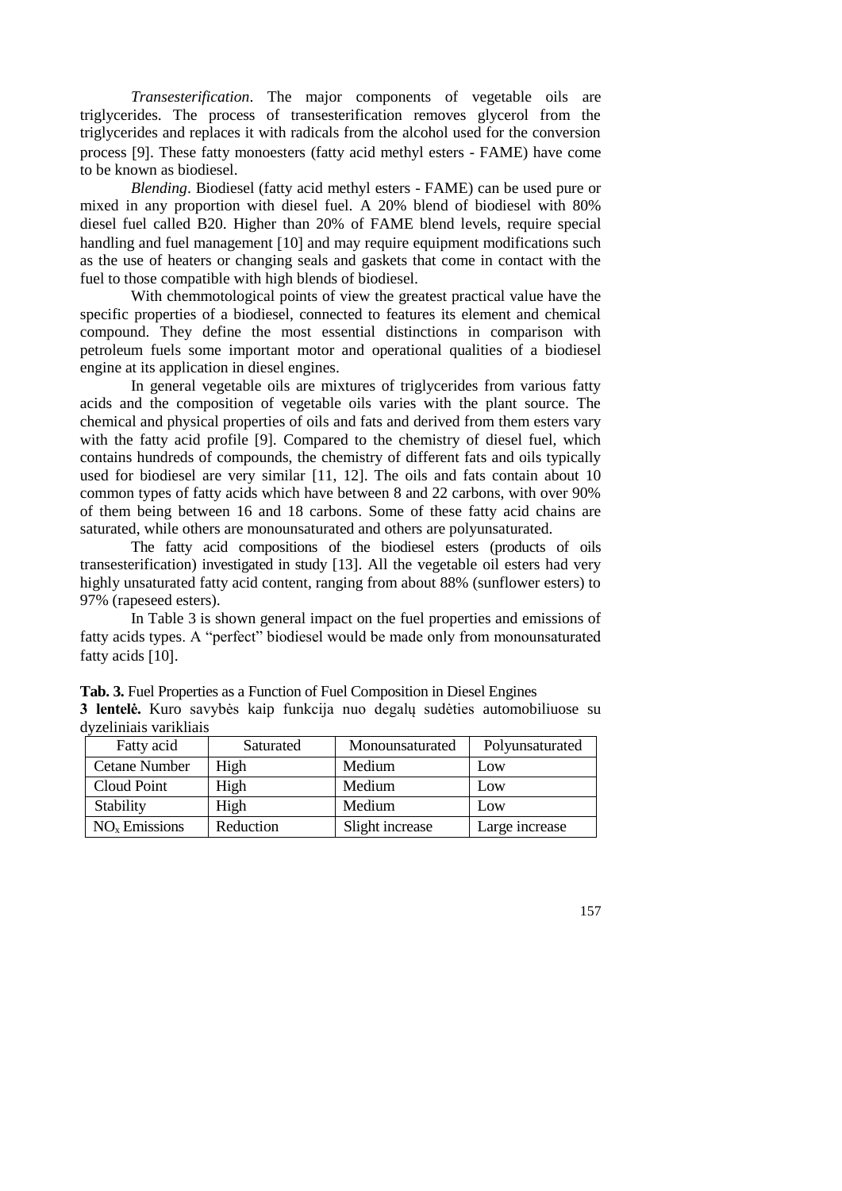*Transesterification*. The major components of vegetable oils are triglycerides. The process of transesterification removes glycerol from the triglycerides and replaces it with radicals from the alcohol used for the conversion process [9]. These fatty monoesters (fatty acid methyl esters - FAME) have come to be known as biodiesel.

*Blending*. Biodiesel (fatty acid methyl esters - FAME) can be used pure or mixed in any proportion with diesel fuel. A 20% blend of biodiesel with 80% diesel fuel called B20. Higher than 20% of FAME blend levels, require special handling and fuel management [10] and may require equipment modifications such as the use of heaters or changing seals and gaskets that come in contact with the fuel to those compatible with high blends of biodiesel.

With chemmotological points of view the greatest practical value have the specific properties of a biodiesel, connected to features its element and chemical compound. They define the most essential distinctions in comparison with petroleum fuels some important motor and operational qualities of a biodiesel engine at its application in diesel engines.

In general vegetable oils are mixtures of triglycerides from various fatty acids and the composition of vegetable oils varies with the plant source. The chemical and physical properties of oils and fats and derived from them esters vary with the fatty acid profile [9]. Compared to the chemistry of diesel fuel, which contains hundreds of compounds, the chemistry of different fats and oils typically used for biodiesel are very similar [11, 12]. The oils and fats contain about 10 common types of fatty acids which have between 8 and 22 carbons, with over 90% of them being between 16 and 18 carbons. Some of these fatty acid chains are saturated, while others are monounsaturated and others are polyunsaturated.

The fatty acid compositions of the biodiesel esters (products of oils transesterification) investigated in study [13]. All the vegetable oil esters had very highly unsaturated fatty acid content, ranging from about 88% (sunflower esters) to 97% (rapeseed esters).

In Table 3 is shown general impact on the fuel properties and emissions of fatty acids types. A "perfect" biodiesel would be made only from monounsaturated fatty acids [10].

**Tab. 3.** Fuel Properties as a Function of Fuel Composition in Diesel Engines
**3 lentelė.** Kuro savybės kaip funkcija nuo degalų sudėties automobiliuose su dyzeliniais varikliais

| Fatty acid | Saturated | Monounsaturated | Polyunsaturated |
|---|---|---|---|
| Cetane Number | High | Medium | Low |
| Cloud Point | High | Medium | Low |
| Stability | High | Medium | Low |
| $NO_x$ Emissions | Reduction | Slight increase | Large increase |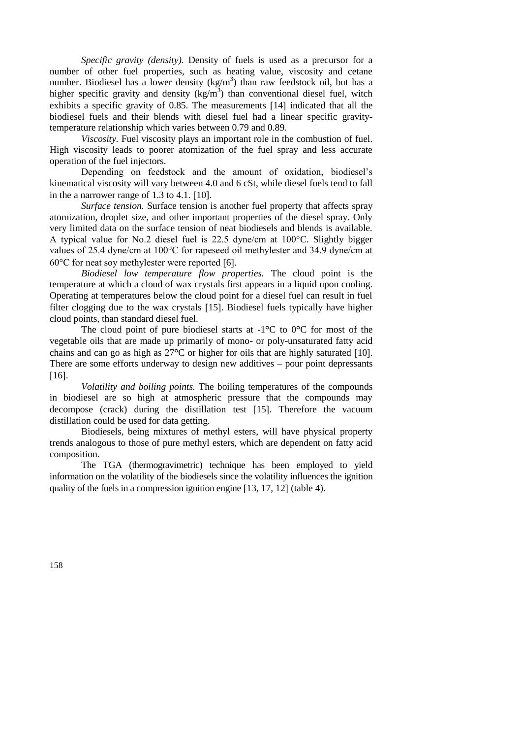*Specific gravity (density).* Density of fuels is used as a precursor for a number of other fuel properties, such as heating value, viscosity and cetane number. Biodiesel has a lower density ($kg/m^3$) than raw feedstock oil, but has a higher specific gravity and density ($kg/m^3$) than conventional diesel fuel, witch exhibits a specific gravity of 0.85. The measurements [14] indicated that all the biodiesel fuels and their blends with diesel fuel had a linear specific gravity-temperature relationship which varies between 0.79 and 0.89.

*Viscosity.* Fuel viscosity plays an important role in the combustion of fuel. High viscosity leads to poorer atomization of the fuel spray and less accurate operation of the fuel injectors.

Depending on feedstock and the amount of oxidation, biodiesel's kinematical viscosity will vary between 4.0 and 6 cSt, while diesel fuels tend to fall in the a narrower range of 1.3 to 4.1. [10].

*Surface tension.* Surface tension is another fuel property that affects spray atomization, droplet size, and other important properties of the diesel spray. Only very limited data on the surface tension of neat biodiesels and blends is available. A typical value for No.2 diesel fuel is 22.5 dyne/cm at 100°C. Slightly bigger values of 25.4 dyne/cm at 100°C for rapeseed oil methylester and 34.9 dyne/cm at 60°C for neat soy methylester were reported [6].

*Biodiesel low temperature flow properties.* The cloud point is the temperature at which a cloud of wax crystals first appears in a liquid upon cooling. Operating at temperatures below the cloud point for a diesel fuel can result in fuel filter clogging due to the wax crystals [15]. Biodiesel fuels typically have higher cloud points, than standard diesel fuel.

The cloud point of pure biodiesel starts at -1°C to 0°C for most of the vegetable oils that are made up primarily of mono- or poly-unsaturated fatty acid chains and can go as high as 27°C or higher for oils that are highly saturated [10]. There are some efforts underway to design new additives – pour point depressants [16].

*Volatility and boiling points.* The boiling temperatures of the compounds in biodiesel are so high at atmospheric pressure that the compounds may decompose (crack) during the distillation test [15]. Therefore the vacuum distillation could be used for data getting.

Biodiesels, being mixtures of methyl esters, will have physical property trends analogous to those of pure methyl esters, which are dependent on fatty acid composition.

The TGA (thermogravimetric) technique has been employed to yield information on the volatility of the biodiesels since the volatility influences the ignition quality of the fuels in a compression ignition engine [13, 17, 12] (table 4).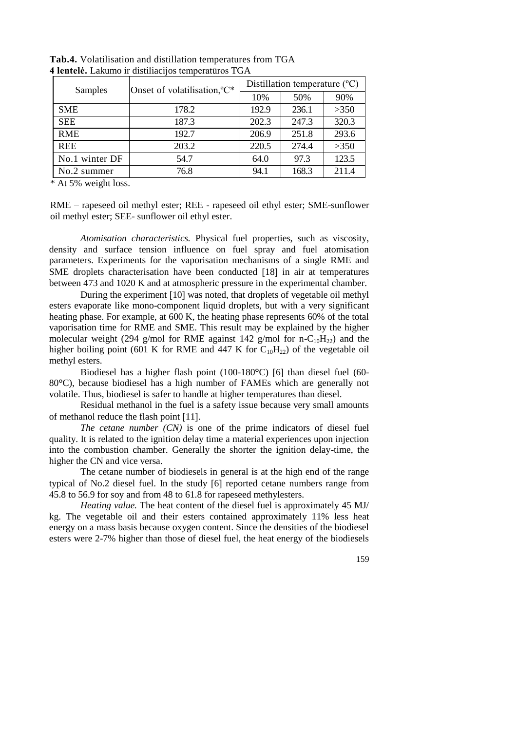**Tab.4.** Volatilisation and distillation temperatures from TGA
**4 lentelė.** Lakumo ir distiliacijos temperatūros TGA

| Samples | Onset of volatilisation,ºC* | Distillation temperature (ºC) | | |
|---|---|---|---|---|
| | | 10% | 50% | 90% |
| SME | 178.2 | 192.9 | 236.1 | >350 |
| SEE | 187.3 | 202.3 | 247.3 | 320.3 |
| RME | 192.7 | 206.9 | 251.8 | 293.6 |
| REE | 203.2 | 220.5 | 274.4 | >350 |
| No.1 winter DF | 54.7 | 64.0 | 97.3 | 123.5 |
| No.2 summer | 76.8 | 94.1 | 168.3 | 211.4 |

* At 5% weight loss.

RME – rapeseed oil methyl ester; REE - rapeseed oil ethyl ester; SME-sunflower oil methyl ester; SEE- sunflower oil ethyl ester.

*Atomisation characteristics.* Physical fuel properties, such as viscosity, density and surface tension influence on fuel spray and fuel atomisation parameters. Experiments for the vaporisation mechanisms of a single RME and SME droplets characterisation have been conducted [18] in air at temperatures between 473 and 1020 K and at atmospheric pressure in the experimental chamber.

During the experiment [10] was noted, that droplets of vegetable oil methyl esters evaporate like mono-component liquid droplets, but with a very significant heating phase. For example, at 600 K, the heating phase represents 60% of the total vaporisation time for RME and SME. This result may be explained by the higher molecular weight (294 g/mol for RME against 142 g/mol for n-$C_{10}H_{22}$) and the higher boiling point (601 K for RME and 447 K for $C_{10}H_{22}$) of the vegetable oil methyl esters.

Biodiesel has a higher flash point (100-180°C) [6] than diesel fuel (60-80°C), because biodiesel has a high number of FAMEs which are generally not volatile. Thus, biodiesel is safer to handle at higher temperatures than diesel.

Residual methanol in the fuel is a safety issue because very small amounts of methanol reduce the flash point [11].

*The cetane number (CN)* is one of the prime indicators of diesel fuel quality. It is related to the ignition delay time a material experiences upon injection into the combustion chamber. Generally the shorter the ignition delay-time, the higher the CN and vice versa.

The cetane number of biodiesels in general is at the high end of the range typical of No.2 diesel fuel. In the study [6] reported cetane numbers range from 45.8 to 56.9 for soy and from 48 to 61.8 for rapeseed methylesters.

*Heating value.* The heat content of the diesel fuel is approximately 45 MJ/ kg. The vegetable oil and their esters contained approximately 11% less heat energy on a mass basis because oxygen content. Since the densities of the biodiesel esters were 2-7% higher than those of diesel fuel, the heat energy of the biodiesels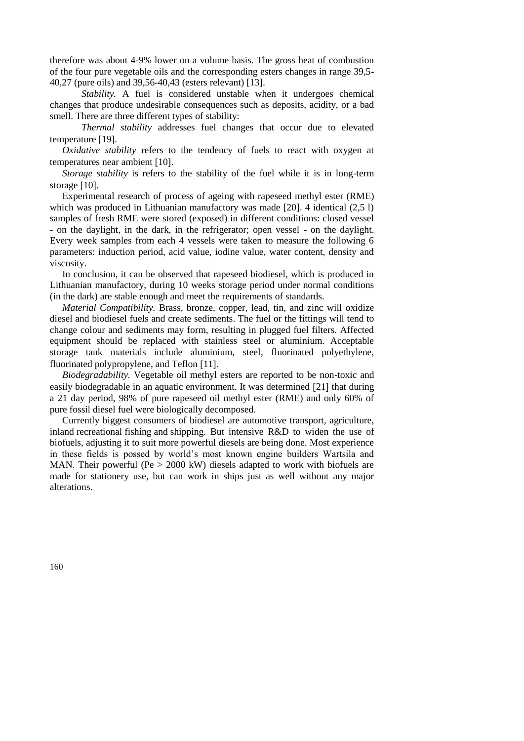therefore was about 4-9% lower on a volume basis. The gross heat of combustion of the four pure vegetable oils and the corresponding esters changes in range 39,5-40,27 (pure oils) and 39,56-40,43 (esters relevant) [13].

*Stability.* A fuel is considered unstable when it undergoes chemical changes that produce undesirable consequences such as deposits, acidity, or a bad smell. There are three different types of stability:

*Thermal stability* addresses fuel changes that occur due to elevated temperature [19].

*Oxidative stability* refers to the tendency of fuels to react with oxygen at temperatures near ambient [10].

*Storage stability* is refers to the stability of the fuel while it is in long-term storage [10].

Experimental research of process of ageing with rapeseed methyl ester (RME) which was produced in Lithuanian manufactory was made [20]. 4 identical (2,5 l) samples of fresh RME were stored (exposed) in different conditions: closed vessel - on the daylight, in the dark, in the refrigerator; open vessel - on the daylight. Every week samples from each 4 vessels were taken to measure the following 6 parameters: induction period, acid value, iodine value, water content, density and viscosity.

In conclusion, it can be observed that rapeseed biodiesel, which is produced in Lithuanian manufactory, during 10 weeks storage period under normal conditions (in the dark) are stable enough and meet the requirements of standards.

*Material Compatibility.* Brass, bronze, copper, lead, tin, and zinc will oxidize diesel and biodiesel fuels and create sediments. The fuel or the fittings will tend to change colour and sediments may form, resulting in plugged fuel filters. Affected equipment should be replaced with stainless steel or aluminium. Acceptable storage tank materials include aluminium, steel, fluorinated polyethylene, fluorinated polypropylene, and Teflon [11].

*Biodegradability.* Vegetable oil methyl esters are reported to be non-toxic and easily biodegradable in an aquatic environment. It was determined [21] that during a 21 day period, 98% of pure rapeseed oil methyl ester (RME) and only 60% of pure fossil diesel fuel were biologically decomposed.

Currently biggest consumers of biodiesel are automotive transport, agriculture, inland recreational fishing and shipping. But intensive R&D to widen the use of biofuels, adjusting it to suit more powerful diesels are being done. Most experience in these fields is possed by world's most known engine builders Wartsila and MAN. Their powerful ($Pe > 2000$ kW) diesels adapted to work with biofuels are made for stationery use, but can work in ships just as well without any major alterations.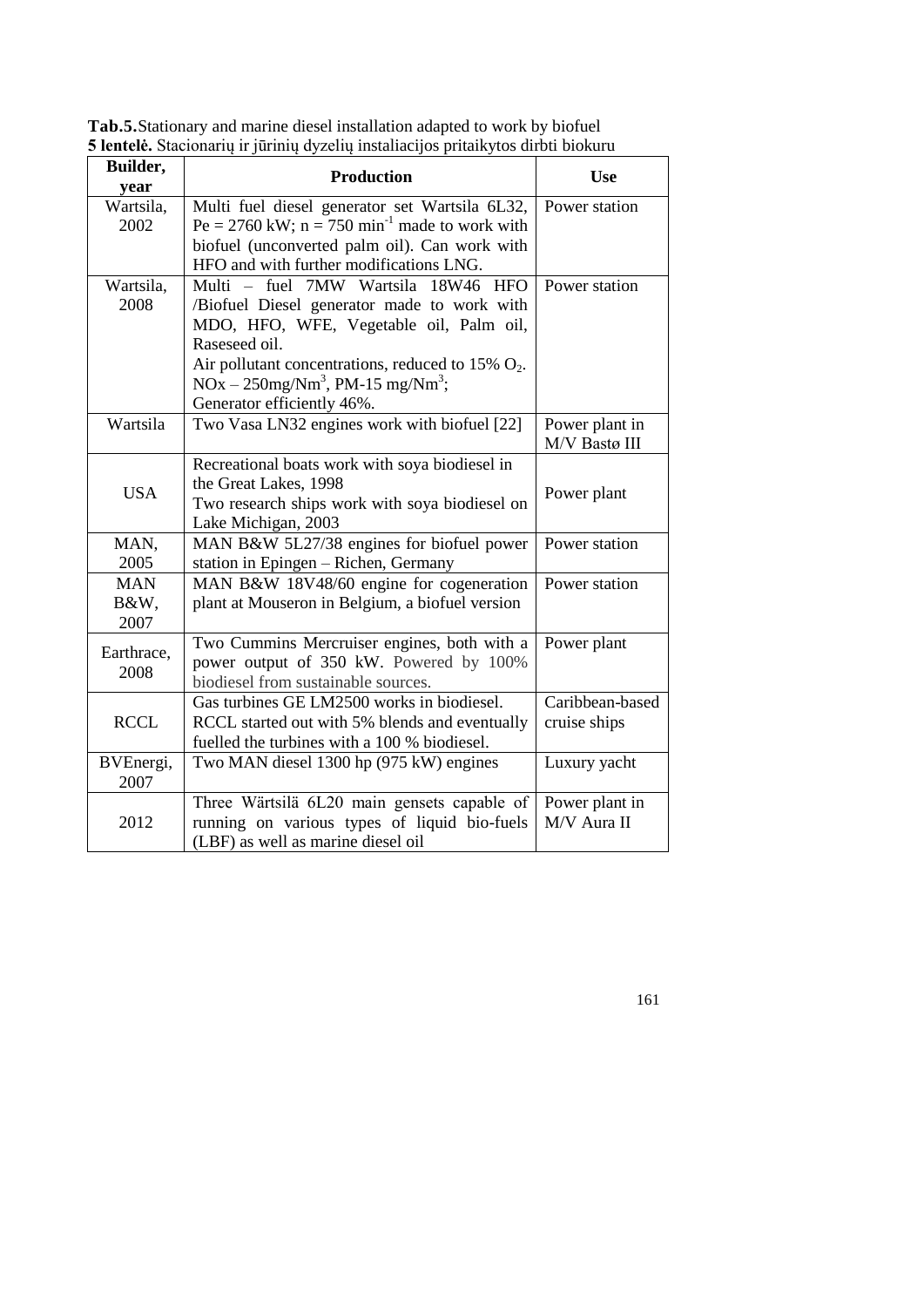**Tab.5.** Stationary and marine diesel installation adapted to work by biofuel
**5 lentelė.** Stacionarių ir jūrinių dyzelių instaliacijos pritaikytos dirbti biokuru

| Builder, year | Production | Use |
|---|---|---|
| Wartsila, 2002 | Multi fuel diesel generator set Wartsila 6L32, Pe = 2760 kW; n = 750 $min^{-1}$ made to work with biofuel (unconverted palm oil). Can work with HFO and with further modifications LNG. | Power station |
| Wartsila, 2008 | Multi – fuel 7MW Wartsila 18W46 HFO /Biofuel Diesel generator made to work with MDO, HFO, WFE, Vegetable oil, Palm oil, Raseseed oil.<br>Air pollutant concentrations, reduced to 15% $O_2$.<br>NOx – 250mg/$Nm^3$, PM-15 mg/$Nm^3$;<br>Generator efficiently 46%. | Power station |
| Wartsila | Two Vasa LN32 engines work with biofuel [22] | Power plant in M/V Bastø III |
| USA | Recreational boats work with soya biodiesel in the Great Lakes, 1998<br>Two research ships work with soya biodiesel on Lake Michigan, 2003 | Power plant |
| MAN, 2005 | MAN B&W 5L27/38 engines for biofuel power station in Epingen – Richen, Germany | Power station |
| MAN B&W, 2007 | MAN B&W 18V48/60 engine for cogeneration plant at Mouseron in Belgium, a biofuel version | Power station |
| Earthrace, 2008 | Two Cummins Mercruiser engines, both with a power output of 350 kW. Powered by 100% biodiesel from sustainable sources. | Power plant |
| RCCL | Gas turbines GE LM2500 works in biodiesel. RCCL started out with 5% blends and eventually fuelled the turbines with a 100 % biodiesel. | Caribbean-based cruise ships |
| BVEnergi, 2007 | Two MAN diesel 1300 hp (975 kW) engines | Luxury yacht |
| 2012 | Three Wärtsilä 6L20 main gensets capable of running on various types of liquid bio-fuels (LBF) as well as marine diesel oil | Power plant in M/V Aura II |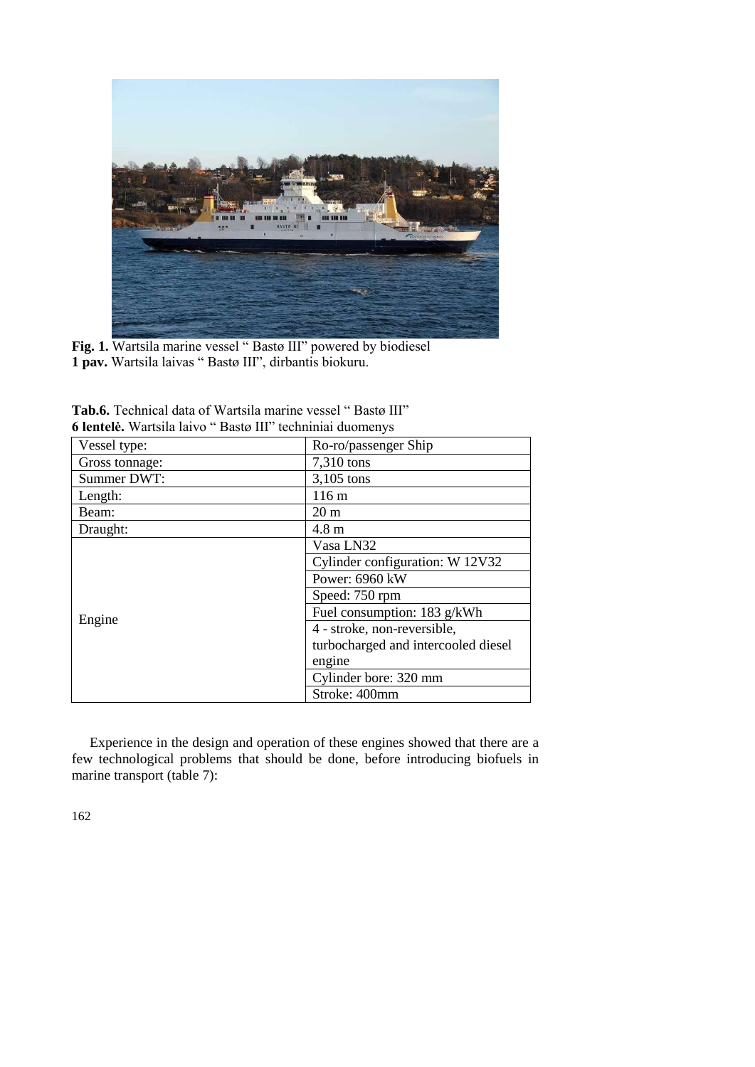**Fig. 1.** Wartsila marine vessel " Bastø III" powered by biodiesel
**1 pav.** Wartsila laivas " Bastø III", dirbantis biokuru.

**Tab.6.** Technical data of Wartsila marine vessel " Bastø III"
**6 lentelė.** Wartsila laivo " Bastø III" techniniai duomenys

| | |
|---|---|
| Vessel type: | Ro-ro/passenger Ship |
| Gross tonnage: | 7,310 tons |
| Summer DWT: | 3,105 tons |
| Length: | 116 m |
| Beam: | 20 m |
| Draught: | 4.8 m |
| Engine | Vasa LN32 |
| | Cylinder configuration: W 12V32 |
| | Power: 6960 kW |
| | Speed: 750 rpm |
| | Fuel consumption: 183 g/kWh |
| | 4 - stroke, non-reversible, turbocharged and intercooled diesel engine |
| | Cylinder bore: 320 mm |
| | Stroke: 400mm |

Experience in the design and operation of these engines showed that there are a few technological problems that should be done, before introducing biofuels in marine transport (table 7):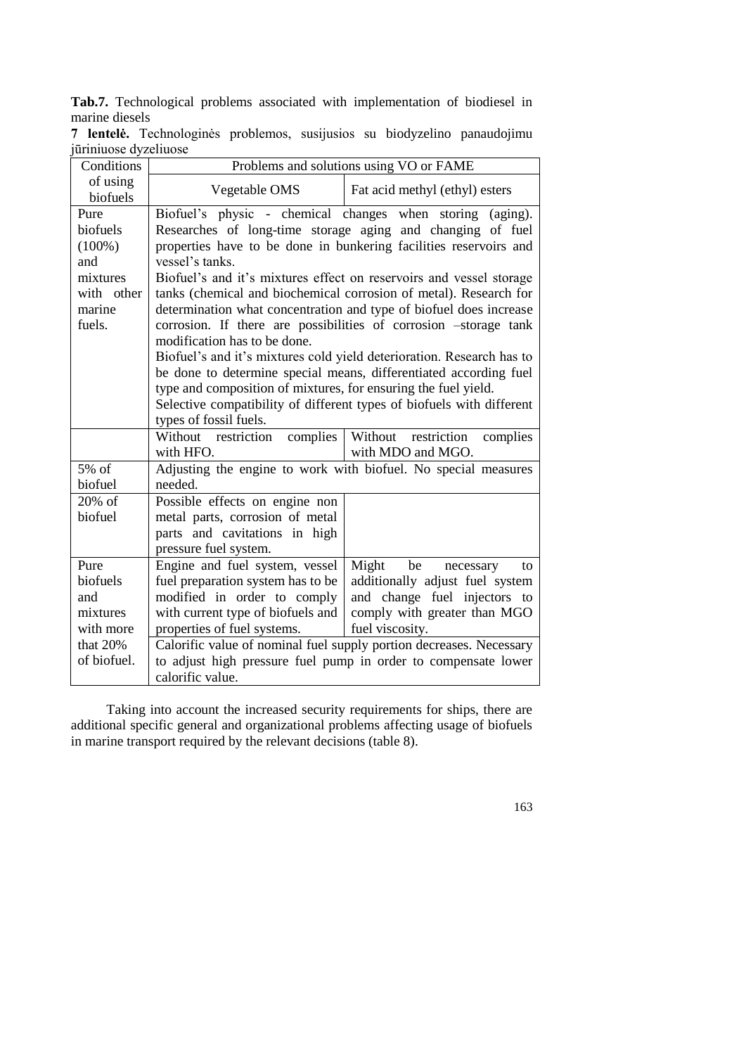**Tab.7.** Technological problems associated with implementation of biodiesel in marine diesels

**7 lentelė.** Technologinės problemos, susijusios su biodyzelino panaudojimu jūriniuose dyzeliuose

| Conditions of using biofuels | Problems and solutions using VO or FAME | |
|---|---|---|
| | Vegetable OMS | Fat acid methyl (ethyl) esters |
| Pure biofuels (100%) and mixtures with other marine fuels. | Biofuel's physic - chemical changes when storing (aging). Researches of long-time storage aging and changing of fuel properties have to be done in bunkering facilities reservoirs and vessel's tanks. Biofuel's and it's mixtures effect on reservoirs and vessel storage tanks (chemical and biochemical corrosion of metal). Research for determination what concentration and type of biofuel does increase corrosion. If there are possibilities of corrosion –storage tank modification has to be done. Biofuel's and it's mixtures cold yield deterioration. Research has to be done to determine special means, differentiated according fuel type and composition of mixtures, for ensuring the fuel yield. Selective compatibility of different types of biofuels with different types of fossil fuels. | |
| | Without restriction complies with HFO. | Without restriction complies with MDO and MGO. |
| 5% of biofuel | Adjusting the engine to work with biofuel. No special measures needed. | |
| 20% of biofuel | Possible effects on engine non metal parts, corrosion of metal parts and cavitations in high pressure fuel system. | |
| Pure biofuels and mixtures with more that 20% of biofuel. | Engine and fuel system, vessel fuel preparation system has to be modified in order to comply with current type of biofuels and properties of fuel systems. | Might be necessary to additionally adjust fuel system and change fuel injectors to comply with greater than MGO fuel viscosity. |
| | Calorific value of nominal fuel supply portion decreases. Necessary to adjust high pressure fuel pump in order to compensate lower calorific value. | |

Taking into account the increased security requirements for ships, there are additional specific general and organizational problems affecting usage of biofuels in marine transport required by the relevant decisions (table 8).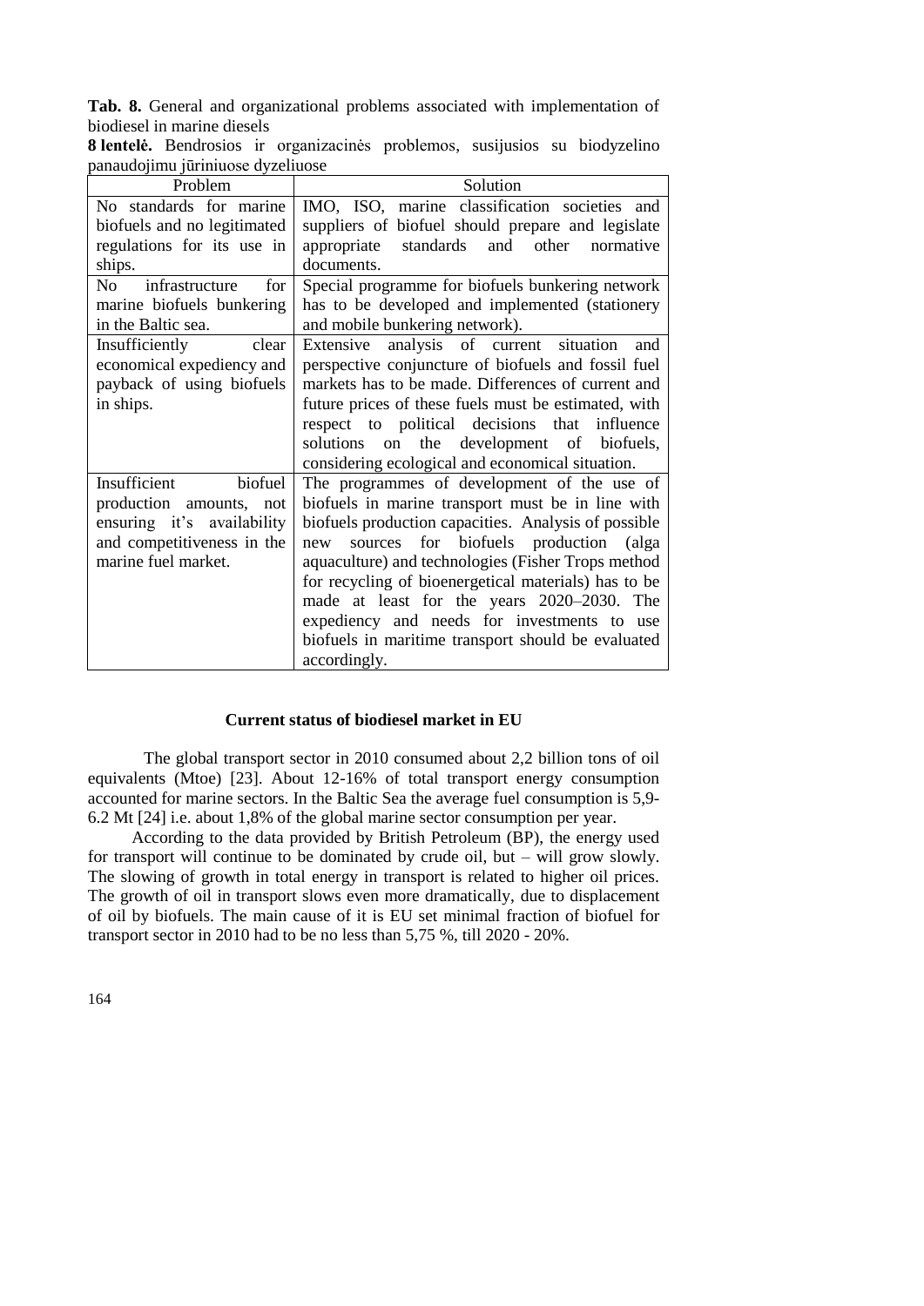**Tab. 8.** General and organizational problems associated with implementation of biodiesel in marine diesels

**8 lentelė.** Bendrosios ir organizacinės problemos, susijusios su biodyzelino panaudojimu jūriniuose dyzeliuose

| Problem | Solution |
|---|---|
| No standards for marine biofuels and no legitimated regulations for its use in ships. | IMO, ISO, marine classification societies and suppliers of biofuel should prepare and legislate appropriate standards and other normative documents. |
| No infrastructure for marine biofuels bunkering in the Baltic sea. | Special programme for biofuels bunkering network has to be developed and implemented (stationery and mobile bunkering network). |
| Insufficiently clear economical expediency and payback of using biofuels in ships. | Extensive analysis of current situation and perspective conjuncture of biofuels and fossil fuel markets has to be made. Differences of current and future prices of these fuels must be estimated, with respect to political decisions that influence solutions on the development of biofuels, considering ecological and economical situation. |
| Insufficient biofuel production amounts, not ensuring it's availability and competitiveness in the marine fuel market. | The programmes of development of the use of biofuels in marine transport must be in line with biofuels production capacities. Analysis of possible new sources for biofuels production (alga aquaculture) and technologies (Fisher Trops method for recycling of bioenergetical materials) has to be made at least for the years 2020–2030. The expediency and needs for investments to use biofuels in maritime transport should be evaluated accordingly. |

### Current status of biodiesel market in EU

The global transport sector in 2010 consumed about 2,2 billion tons of oil equivalents (Mtoe) [23]. About 12-16% of total transport energy consumption accounted for marine sectors. In the Baltic Sea the average fuel consumption is 5,9-6.2 Mt [24] i.e. about 1,8% of the global marine sector consumption per year.

According to the data provided by British Petroleum (BP), the energy used for transport will continue to be dominated by crude oil, but – will grow slowly. The slowing of growth in total energy in transport is related to higher oil prices. The growth of oil in transport slows even more dramatically, due to displacement of oil by biofuels. The main cause of it is EU set minimal fraction of biofuel for transport sector in 2010 had to be no less than 5,75 %, till 2020 - 20%.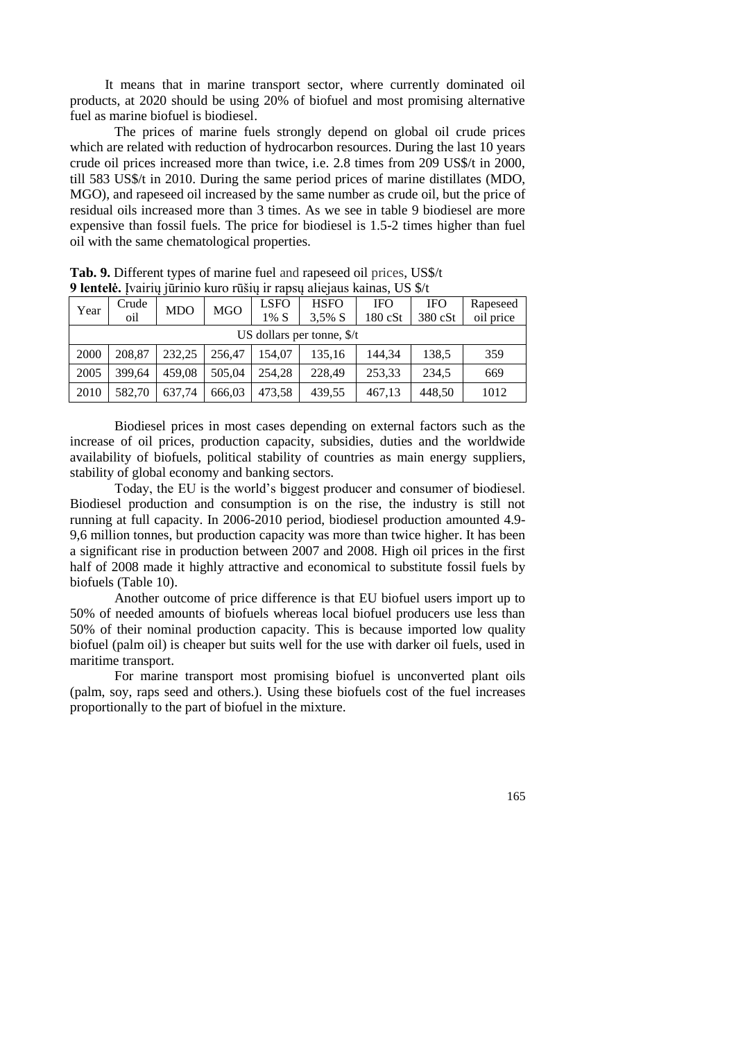It means that in marine transport sector, where currently dominated oil products, at 2020 should be using 20% of biofuel and most promising alternative fuel as marine biofuel is biodiesel.

The prices of marine fuels strongly depend on global oil crude prices which are related with reduction of hydrocarbon resources. During the last 10 years crude oil prices increased more than twice, i.e. 2.8 times from 209 US$/t in 2000, till 583 US$/t in 2010. During the same period prices of marine distillates (MDO, MGO), and rapeseed oil increased by the same number as crude oil, but the price of residual oils increased more than 3 times. As we see in table 9 biodiesel are more expensive than fossil fuels. The price for biodiesel is 1.5-2 times higher than fuel oil with the same chematological properties.

**Tab. 9.** Different types of marine fuel and rapeseed oil prices, US$/t
**9 lentelė.** Įvairių jūrinio kuro rūšių ir rapsų aliejaus kainas, US $/t

| Year | Crude oil | MDO | MGO | LSFO 1% S | HSFO 3,5% S | IFO 180 cSt | IFO 380 cSt | Rapeseed oil price |
|---|---|---|---|---|---|---|---|---|
| US dollars per tonne, $/t | | | | | | | | |
| 2000 | 208,87 | 232,25 | 256,47 | 154,07 | 135,16 | 144,34 | 138,5 | 359 |
| 2005 | 399,64 | 459,08 | 505,04 | 254,28 | 228,49 | 253,33 | 234,5 | 669 |
| 2010 | 582,70 | 637,74 | 666,03 | 473,58 | 439,55 | 467,13 | 448,50 | 1012 |

Biodiesel prices in most cases depending on external factors such as the increase of oil prices, production capacity, subsidies, duties and the worldwide availability of biofuels, political stability of countries as main energy suppliers, stability of global economy and banking sectors.

Today, the EU is the world's biggest producer and consumer of biodiesel. Biodiesel production and consumption is on the rise, the industry is still not running at full capacity. In 2006-2010 period, biodiesel production amounted 4.9-9,6 million tonnes, but production capacity was more than twice higher. It has been a significant rise in production between 2007 and 2008. High oil prices in the first half of 2008 made it highly attractive and economical to substitute fossil fuels by biofuels (Table 10).

Another outcome of price difference is that EU biofuel users import up to 50% of needed amounts of biofuels whereas local biofuel producers use less than 50% of their nominal production capacity. This is because imported low quality biofuel (palm oil) is cheaper but suits well for the use with darker oil fuels, used in maritime transport.

For marine transport most promising biofuel is unconverted plant oils (palm, soy, raps seed and others.). Using these biofuels cost of the fuel increases proportionally to the part of biofuel in the mixture.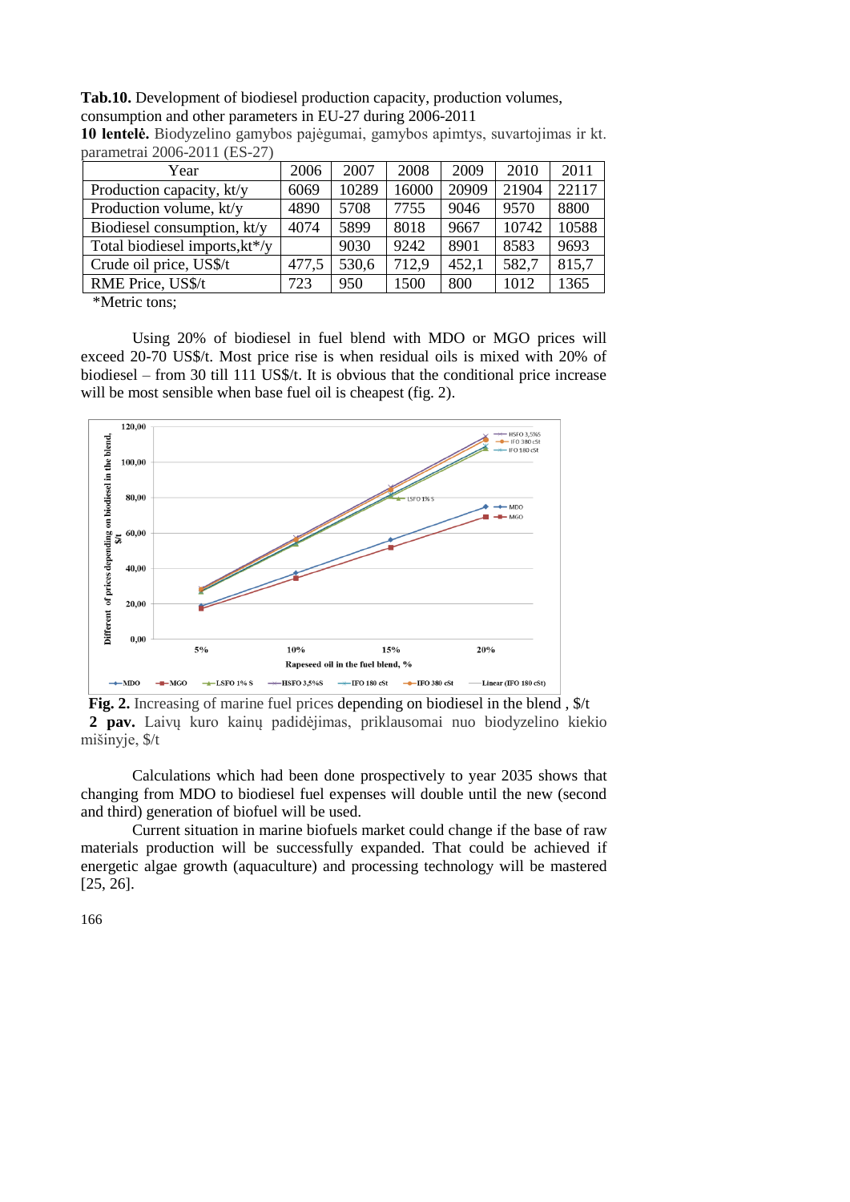**Tab.10.** Development of biodiesel production capacity, production volumes, consumption and other parameters in EU-27 during 2006-2011

**10 lentelė.** Biodyzelino gamybos pajėgumai, gamybos apimtys, suvartojimas ir kt. parametrai 2006-2011 (ES-27)

| Year | 2006 | 2007 | 2008 | 2009 | 2010 | 2011 |
|---|---|---|---|---|---|---|
| Production capacity, kt/y | 6069 | 10289 | 16000 | 20909 | 21904 | 22117 |
| Production volume, kt/y | 4890 | 5708 | 7755 | 9046 | 9570 | 8800 |
| Biodiesel consumption, kt/y | 4074 | 5899 | 8018 | 9667 | 10742 | 10588 |
| Total biodiesel imports,kt*/y | | 9030 | 9242 | 8901 | 8583 | 9693 |
| Crude oil price, US$/t | 477,5 | 530,6 | 712,9 | 452,1 | 582,7 | 815,7 |
| RME Price, US$/t | 723 | 950 | 1500 | 800 | 1012 | 1365 |

*Metric tons;

Using 20% of biodiesel in fuel blend with MDO or MGO prices will exceed 20-70 US$/t. Most price rise is when residual oils is mixed with 20% of biodiesel – from 30 till 111 US$/t. It is obvious that the conditional price increase will be most sensible when base fuel oil is cheapest (fig. 2).

**Fig. 2.** Increasing of marine fuel prices depending on biodiesel in the blend , $/t

**2 pav.** Laivų kuro kainų padidėjimas, priklausomai nuo biodyzelino kiekio mišinyje, $/t

Calculations which had been done prospectively to year 2035 shows that changing from MDO to biodiesel fuel expenses will double until the new (second and third) generation of biofuel will be used.

Current situation in marine biofuels market could change if the base of raw materials production will be successfully expanded. That could be achieved if energetic algae growth (aquaculture) and processing technology will be mastered [25, 26].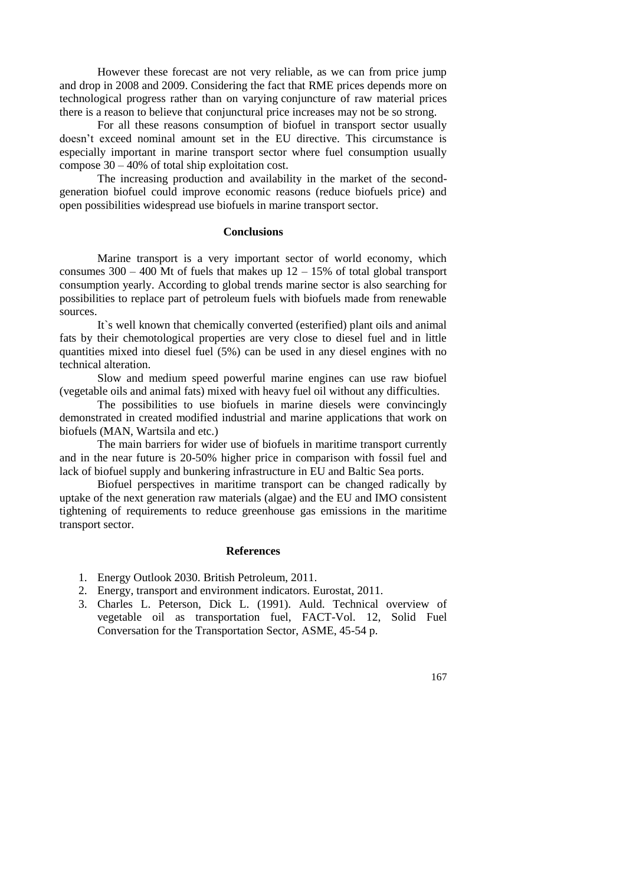However these forecast are not very reliable, as we can from price jump and drop in 2008 and 2009. Considering the fact that RME prices depends more on technological progress rather than on varying conjuncture of raw material prices there is a reason to believe that conjunctural price increases may not be so strong.

For all these reasons consumption of biofuel in transport sector usually doesn't exceed nominal amount set in the EU directive. This circumstance is especially important in marine transport sector where fuel consumption usually compose 30 – 40% of total ship exploitation cost.

The increasing production and availability in the market of the second-generation biofuel could improve economic reasons (reduce biofuels price) and open possibilities widespread use biofuels in marine transport sector.

## Conclusions

Marine transport is a very important sector of world economy, which consumes 300 – 400 Mt of fuels that makes up 12 – 15% of total global transport consumption yearly. According to global trends marine sector is also searching for possibilities to replace part of petroleum fuels with biofuels made from renewable sources.

It`s well known that chemically converted (esterified) plant oils and animal fats by their chemotological properties are very close to diesel fuel and in little quantities mixed into diesel fuel (5%) can be used in any diesel engines with no technical alteration.

Slow and medium speed powerful marine engines can use raw biofuel (vegetable oils and animal fats) mixed with heavy fuel oil without any difficulties.

The possibilities to use biofuels in marine diesels were convincingly demonstrated in created modified industrial and marine applications that work on biofuels (MAN, Wartsila and etc.)

The main barriers for wider use of biofuels in maritime transport currently and in the near future is 20-50% higher price in comparison with fossil fuel and lack of biofuel supply and bunkering infrastructure in EU and Baltic Sea ports.

Biofuel perspectives in maritime transport can be changed radically by uptake of the next generation raw materials (algae) and the EU and IMO consistent tightening of requirements to reduce greenhouse gas emissions in the maritime transport sector.

## References

1. Energy Outlook 2030. British Petroleum, 2011.
2. Energy, transport and environment indicators. Eurostat, 2011.
3. Charles L. Peterson, Dick L. (1991). Auld. Technical overview of vegetable oil as transportation fuel, FACT-Vol. 12, Solid Fuel Conversation for the Transportation Sector, ASME, 45-54 p.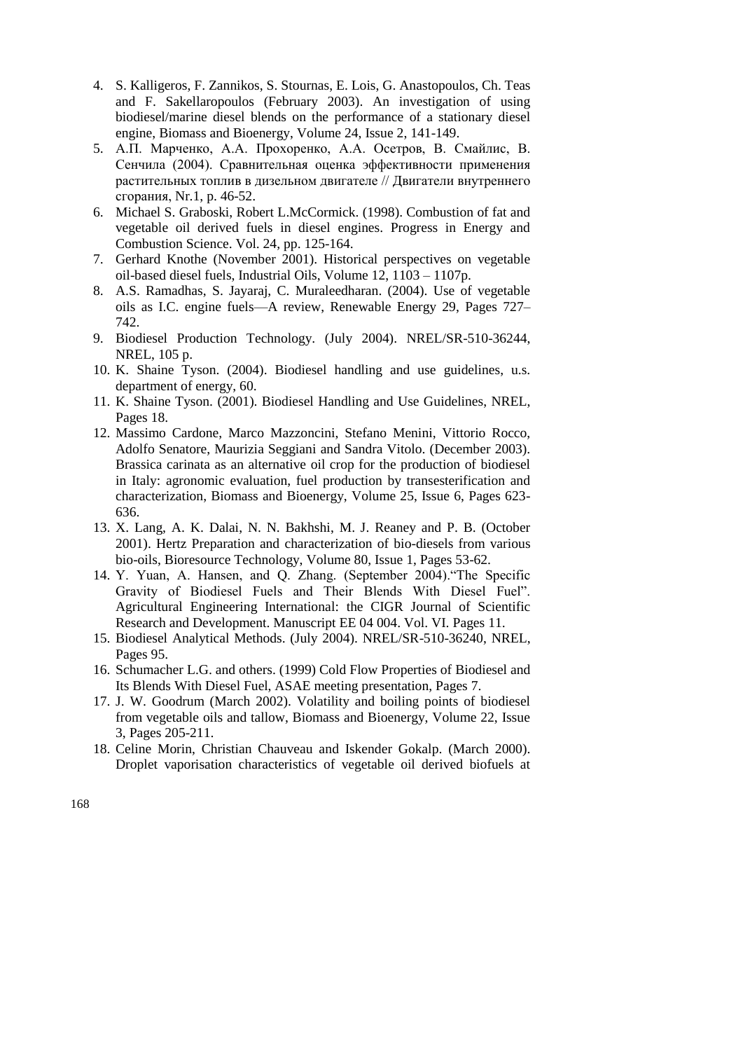4. S. Kalligeros, F. Zannikos, S. Stournas, E. Lois, G. Anastopoulos, Ch. Teas and F. Sakellaropoulos (February 2003). An investigation of using biodiesel/marine diesel blends on the performance of a stationary diesel engine, Biomass and Bioenergy, Volume 24, Issue 2, 141-149.
5. А.П. Марченко, А.А. Прохоренко, А.А. Осетров, В. Смайлис, В. Сенчила (2004). Сравнительная оценка эффективности применения растительных топлив в дизельном двигателе // Двигатели внутреннего сгорания, Nr.1, p. 46-52.
6. Michael S. Graboski, Robert L.McCormick. (1998). Combustion of fat and vegetable oil derived fuels in diesel engines. Progress in Energy and Combustion Science. Vol. 24, pp. 125-164.
7. Gerhard Knothe (November 2001). Historical perspectives on vegetable oil-based diesel fuels, Industrial Oils, Volume 12, 1103 – 1107p.
8. A.S. Ramadhas, S. Jayaraj, C. Muraleedharan. (2004). Use of vegetable oils as I.C. engine fuels—A review, Renewable Energy 29, Pages 727–742.
9. Biodiesel Production Technology. (July 2004). NREL/SR-510-36244, NREL, 105 p.
10. K. Shaine Tyson. (2004). Biodiesel handling and use guidelines, u.s. department of energy, 60.
11. K. Shaine Tyson. (2001). Biodiesel Handling and Use Guidelines, NREL, Pages 18.
12. Massimo Cardone, Marco Mazzoncini, Stefano Menini, Vittorio Rocco, Adolfo Senatore, Maurizia Seggiani and Sandra Vitolo. (December 2003). Brassica carinata as an alternative oil crop for the production of biodiesel in Italy: agronomic evaluation, fuel production by transesterification and characterization, Biomass and Bioenergy, Volume 25, Issue 6, Pages 623-636.
13. X. Lang, A. K. Dalai, N. N. Bakhshi, M. J. Reaney and P. B. (October 2001). Hertz Preparation and characterization of bio-diesels from various bio-oils, Bioresource Technology, Volume 80, Issue 1, Pages 53-62.
14. Y. Yuan, A. Hansen, and Q. Zhang. (September 2004).“The Specific Gravity of Biodiesel Fuels and Their Blends With Diesel Fuel”. Agricultural Engineering International: the CIGR Journal of Scientific Research and Development. Manuscript EE 04 004. Vol. VI. Pages 11.
15. Biodiesel Analytical Methods. (July 2004). NREL/SR-510-36240, NREL, Pages 95.
16. Schumacher L.G. and others. (1999) Cold Flow Properties of Biodiesel and Its Blends With Diesel Fuel, ASAE meeting presentation, Pages 7.
17. J. W. Goodrum (March 2002). Volatility and boiling points of biodiesel from vegetable oils and tallow, Biomass and Bioenergy, Volume 22, Issue 3, Pages 205-211.
18. Celine Morin, Christian Chauveau and Iskender Gokalp. (March 2000). Droplet vaporisation characteristics of vegetable oil derived biofuels at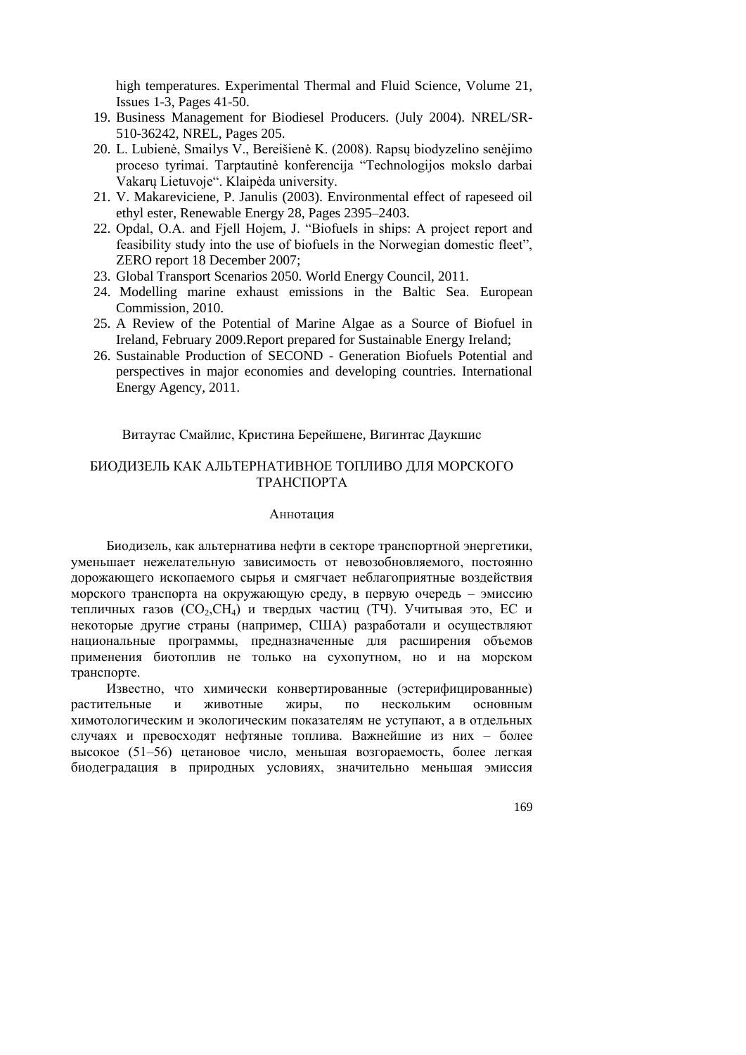high temperatures. Experimental Thermal and Fluid Science, Volume 21, Issues 1-3, Pages 41-50.

19. Business Management for Biodiesel Producers. (July 2004). NREL/SR-510-36242, NREL, Pages 205.
20. L. Lubienė, Smailys V., Bereišienė K. (2008). Rapsų biodyzelino senėjimo proceso tyrimai. Tarptautinė konferencija "Technologijos mokslo darbai Vakarų Lietuvoje". Klaipėda university.
21. V. Makareviciene, P. Janulis (2003). Environmental effect of rapeseed oil ethyl ester, Renewable Energy 28, Pages 2395–2403.
22. Opdal, O.A. and Fjell Hojem, J. "Biofuels in ships: A project report and feasibility study into the use of biofuels in the Norwegian domestic fleet", ZERO report 18 December 2007;
23. Global Transport Scenarios 2050. World Energy Council, 2011.
24. Modelling marine exhaust emissions in the Baltic Sea. European Commission, 2010.
25. A Review of the Potential of Marine Algae as a Source of Biofuel in Ireland, February 2009.Report prepared for Sustainable Energy Ireland;
26. Sustainable Production of SECOND - Generation Biofuels Potential and perspectives in major economies and developing countries. International Energy Agency, 2011.

Витаутас Смайлис, Кристина Берейшене, Вигинтас Даукшис

## БИОДИЗЕЛЬ КАК АЛЬТЕРНАТИВНОЕ ТОПЛИВО ДЛЯ МОРСКОГО ТРАНСПОРТА

### Аннотация

Биодизель, как альтернатива нефти в секторе транспортной энергетики, уменьшает нежелательную зависимость от невозобновляемого, постоянно дорожающего ископаемого сырья и смягчает неблагоприятные воздействия морского транспорта на окружающую среду, в первую очередь – эмиссию тепличных газов ($CO_2$,$CH_4$) и твердых частиц (ТЧ). Учитывая это, ЕС и некоторые другие страны (например, США) разработали и осуществляют национальные программы, предназначенные для расширения объемов применения биотоплив не только на сухопутном, но и на морском транспорте.

Известно, что химически конвертированные (эстерифицированные) растительные и животные жиры, по нескольким основным химотологическим и экологическим показателям не уступают, а в отдельных случаях и превосходят нефтяные топлива. Важнейшие из них – более высокое (51–56) цетановое число, меньшая возгораемость, более легкая биодеградация в природных условиях, значительно меньшая эмиссия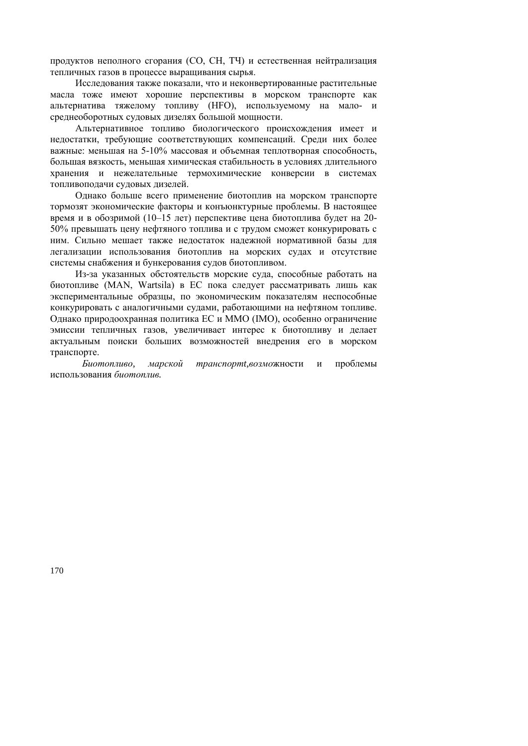продуктов неполного сгорания (CO, CH, ТЧ) и естественная нейтрализация тепличных газов в процессе выращивания сырья.

Исследования также показали, что и неконвертированные растительные масла тоже имеют хорошие перспективы в морском транспорте как альтернатива тяжелому топливу (HFO), используемому на мало- и среднеоборотных судовых дизелях большой мощности.

Альтернативное топливо биологического происхождения имеет и недостатки, требующие соответствующих компенсаций. Среди них более важные: меньшая на 5-10% массовая и объемная теплотворная способность, большая вязкость, меньшая химическая стабильность в условиях длительного хранения и нежелательные термохимические конверсии в системах топливоподачи судовых дизелей.

Однако больше всего применение биотоплив на морском транспорте тормозят экономические факторы и конъюнктурные проблемы. В настоящее время и в обозримой (10–15 лет) перспективе цена биотоплива будет на 20-50% превышать цену нефтяного топлива и с трудом сможет конкурировать с ним. Сильно мешает также недостаток надежной нормативной базы для легализации использования биотоплив на морских судах и отсутствие системы снабжения и бункерования судов биотопливом.

Из-за указанных обстоятельств морские суда, способные работать на биотопливе (MAN, Wartsila) в ЕС пока следует рассматривать лишь как экспериментальные образцы, по экономическим показателям неспособные конкурировать с аналогичными судами, работающими на нефтяном топливе. Однако природоохранная политика ЕС и ММО (IMO), особенно ограничение эмиссии тепличных газов, увеличивает интерес к биотопливу и делает актуальным поиски больших возможностей внедрения его в морском транспорте.

*Биотопливо, марской транспортt,возмо*жности и проблемы использования *биотоплив.*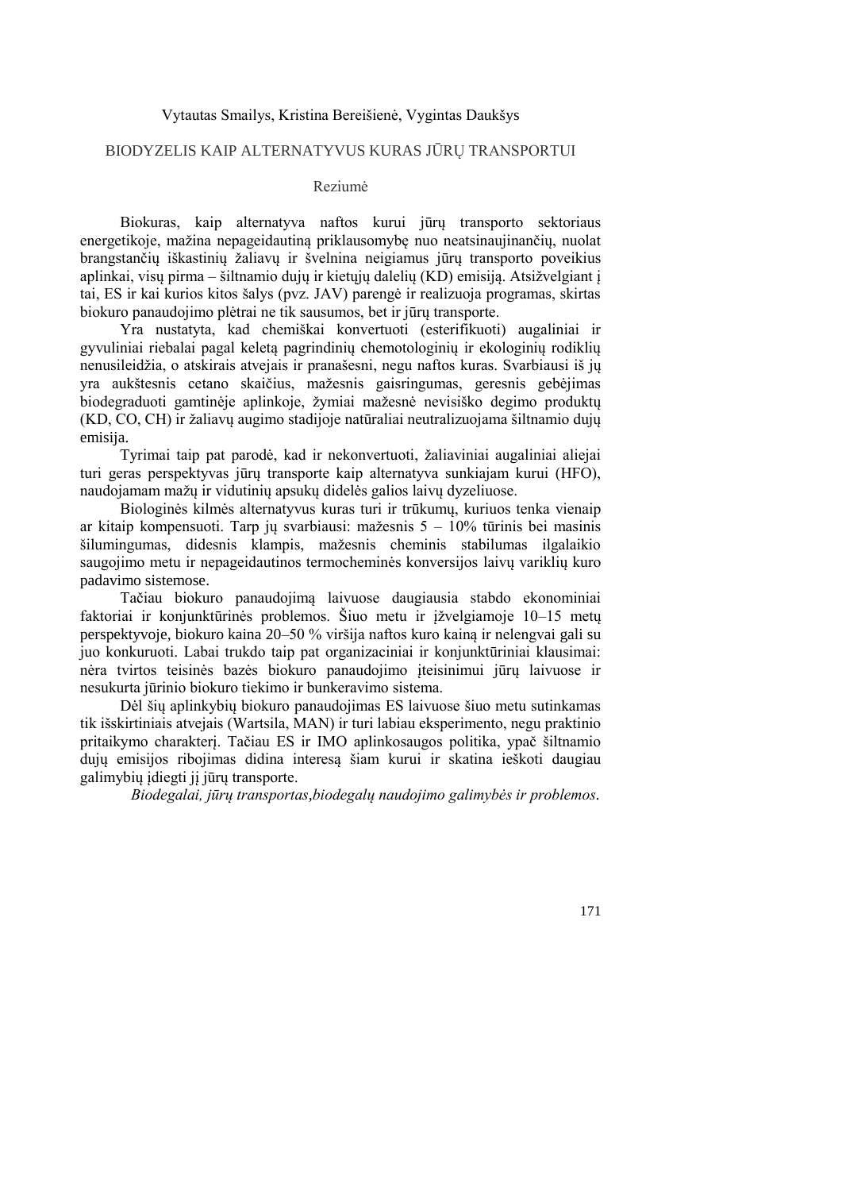Vytautas Smailys, Kristina Bereišienė, Vygintas Daukšys

BIODYZELIS KAIP ALTERNATYVUS KURAS JŪRŲ TRANSPORTUI

Reziumė

Biokuras, kaip alternatyva naftos kurui jūrų transporto sektoriaus energetikoje, mažina nepageidautiną priklausomybę nuo neatsinaujinančių, nuolat brangstančių iškastinių žaliavų ir švelnina neigiamus jūrų transporto poveikius aplinkai, visų pirma – šiltnamio dujų ir kietųjų dalelių (KD) emisiją. Atsižvelgiant į tai, ES ir kai kurios kitos šalys (pvz. JAV) parengė ir realizuoja programas, skirtas biokuro panaudojimo plėtrai ne tik sausumos, bet ir jūrų transporte.

Yra nustatyta, kad chemiškai konvertuoti (esterifikuoti) augaliniai ir gyvuliniai riebalai pagal keletą pagrindinių chemotologinių ir ekologinių rodiklių nenusileidžia, o atskirais atvejais ir pranašesni, negu naftos kuras. Svarbiausi iš jų yra aukštesnis cetano skaičius, mažesnis gaisringumas, geresnis gebėjimas biodegraduoti gamtinėje aplinkoje, žymiai mažesnė nevisiško degimo produktų (KD, CO, CH) ir žaliavų augimo stadijoje natūraliai neutralizuojama šiltnamio dujų emisija.

Tyrimai taip pat parodė, kad ir nekonvertuoti, žaliaviniai augaliniai aliejai turi geras perspektyvas jūrų transporte kaip alternatyva sunkiajam kurui (HFO), naudojamam mažų ir vidutinių apsukų didelės galios laivų dyzeliuose.

Biologinės kilmės alternatyvus kuras turi ir trūkumų, kuriuos tenka vienaip ar kitaip kompensuoti. Tarp jų svarbiausi: mažesnis 5 – 10% tūrinis bei masinis šilumingumas, didesnis klampis, mažesnis cheminis stabilumas ilgalaikio saugojimo metu ir nepageidautinos termocheminės konversijos laivų variklių kuro padavimo sistemose.

Tačiau biokuro panaudojimą laivuose daugiausia stabdo ekonominiai faktoriai ir konjunktūrinės problemos. Šiuo metu ir įžvelgiamoje 10–15 metų perspektyvoje, biokuro kaina 20–50 % viršija naftos kuro kainą ir nelengvai gali su juo konkuruoti. Labai trukdo taip pat organizaciniai ir konjunktūriniai klausimai: nėra tvirtos teisinės bazės biokuro panaudojimo įteisinimui jūrų laivuose ir nesukurta jūrinio biokuro tiekimo ir bunkeravimo sistema.

Dėl šių aplinkybių biokuro panaudojimas ES laivuose šiuo metu sutinkamas tik išskirtiniais atvejais (Wartsila, MAN) ir turi labiau eksperimento, negu praktinio pritaikymo charakterį. Tačiau ES ir IMO aplinkosaugos politika, ypač šiltnamio dujų emisijos ribojimas didina interesą šiam kurui ir skatina ieškoti daugiau galimybių įdiegti jį jūrų transporte.

*Biodegalai, jūrų transportas,biodegalų naudojimo galimybės ir problemos.*